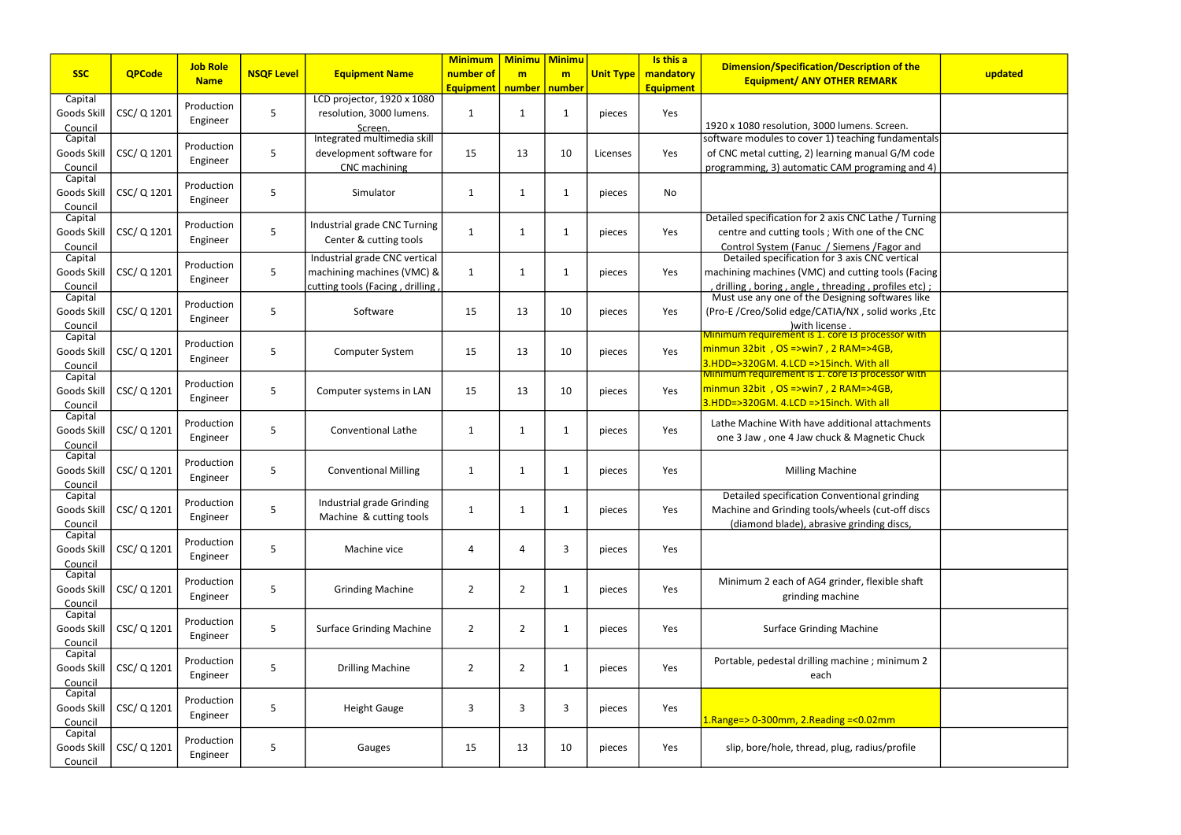| SSC | QPCode | Job Role Name | NSQF Level | Equipment Name | Minimum number of Equipment | Minimum number | Minimum number | Unit Type | Is this a mandatory Equipment | Dimension/Specification/Description of the Equipment/ ANY OTHER REMARK | updated |
|---|---|---|---|---|---|---|---|---|---|---|---|
| Capital Goods Skill Council | CSC/ Q 1201 | Production Engineer | 5 | LCD projector, 1920 x 1080 resolution, 3000 lumens. Screen. | 1 | 1 | 1 | pieces | Yes | 1920 x 1080 resolution, 3000 lumens. Screen. | |
| Capital Goods Skill Council | CSC/ Q 1201 | Production Engineer | 5 | Integrated multimedia skill development software for CNC machining | 15 | 13 | 10 | Licenses | Yes | software modules to cover 1) teaching fundamentals of CNC metal cutting, 2) learning manual G/M code programming, 3) automatic CAM programing and 4) | |
| Capital Goods Skill Council | CSC/ Q 1201 | Production Engineer | 5 | Simulator | 1 | 1 | 1 | pieces | No | | |
| Capital Goods Skill Council | CSC/ Q 1201 | Production Engineer | 5 | Industrial grade CNC Turning Center & cutting tools | 1 | 1 | 1 | pieces | Yes | Detailed specification for 2 axis CNC Lathe / Turning centre and cutting tools ; With one of the CNC Control System (Fanuc / Siemens /Fagor and | |
| Capital Goods Skill Council | CSC/ Q 1201 | Production Engineer | 5 | Industrial grade CNC vertical machining machines (VMC) & cutting tools (Facing , drilling , | 1 | 1 | 1 | pieces | Yes | Detailed specification for 3 axis CNC vertical machining machines (VMC) and cutting tools (Facing , drilling , boring , angle , threading , profiles etc) ; | |
| Capital Goods Skill Council | CSC/ Q 1201 | Production Engineer | 5 | Software | 15 | 13 | 10 | pieces | Yes | Must use any one of the Designing softwares like (Pro-E /Creo/Solid edge/CATIA/NX , solid works ,Etc )with license . | |
| Capital Goods Skill Council | CSC/ Q 1201 | Production Engineer | 5 | Computer System | 15 | 13 | 10 | pieces | Yes | Minimum requirement is 1. core i3 processor with minmun 32bit , OS =>win7 , 2 RAM=>4GB, 3.HDD=>320GM. 4.LCD =>15inch. With all | |
| Capital Goods Skill Council | CSC/ Q 1201 | Production Engineer | 5 | Computer systems in LAN | 15 | 13 | 10 | pieces | Yes | Minimum requirement is 1. core i3 processor with minmun 32bit , OS =>win7 , 2 RAM=>4GB, 3.HDD=>320GM. 4.LCD =>15inch. With all | |
| Capital Goods Skill Council | CSC/ Q 1201 | Production Engineer | 5 | Conventional Lathe | 1 | 1 | 1 | pieces | Yes | Lathe Machine With have additional attachments one 3 Jaw , one 4 Jaw chuck & Magnetic Chuck | |
| Capital Goods Skill Council | CSC/ Q 1201 | Production Engineer | 5 | Conventional Milling | 1 | 1 | 1 | pieces | Yes | Milling Machine | |
| Capital Goods Skill Council | CSC/ Q 1201 | Production Engineer | 5 | Industrial grade Grinding Machine & cutting tools | 1 | 1 | 1 | pieces | Yes | Detailed specification Conventional grinding Machine and Grinding tools/wheels (cut-off discs (diamond blade), abrasive grinding discs, | |
| Capital Goods Skill Council | CSC/ Q 1201 | Production Engineer | 5 | Machine vice | 4 | 4 | 3 | pieces | Yes | | |
| Capital Goods Skill Council | CSC/ Q 1201 | Production Engineer | 5 | Grinding Machine | 2 | 2 | 1 | pieces | Yes | Minimum 2 each of AG4 grinder, flexible shaft grinding machine | |
| Capital Goods Skill Council | CSC/ Q 1201 | Production Engineer | 5 | Surface Grinding Machine | 2 | 2 | 1 | pieces | Yes | Surface Grinding Machine | |
| Capital Goods Skill Council | CSC/ Q 1201 | Production Engineer | 5 | Drilling Machine | 2 | 2 | 1 | pieces | Yes | Portable, pedestal drilling machine ; minimum 2 each | |
| Capital Goods Skill Council | CSC/ Q 1201 | Production Engineer | 5 | Height Gauge | 3 | 3 | 3 | pieces | Yes | 1.Range=> 0-300mm, 2.Reading =<0.02mm | |
| Capital Goods Skill Council | CSC/ Q 1201 | Production Engineer | 5 | Gauges | 15 | 13 | 10 | pieces | Yes | slip, bore/hole, thread, plug, radius/profile | |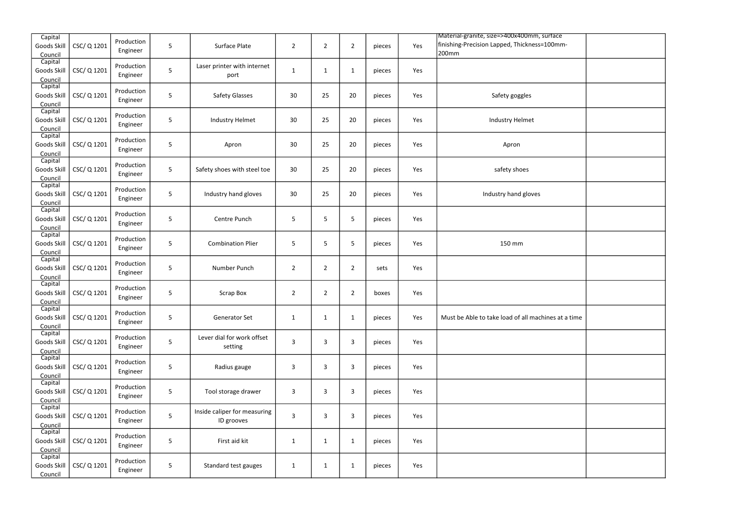| | | | | | | | | | | | |
|---|---|---|---|---|---|---|---|---|---|---|---|
| Capital Goods Skill Council | CSC/ Q 1201 | Production Engineer | 5 | Surface Plate | 2 | 2 | 2 | pieces | Yes | Material-granite, size=>400x400mm, surface finishing-Precision Lapped, Thickness=100mm-200mm | |
| Capital Goods Skill Council | CSC/ Q 1201 | Production Engineer | 5 | Laser printer with internet port | 1 | 1 | 1 | pieces | Yes | | |
| Capital Goods Skill Council | CSC/ Q 1201 | Production Engineer | 5 | Safety Glasses | 30 | 25 | 20 | pieces | Yes | Safety goggles | |
| Capital Goods Skill Council | CSC/ Q 1201 | Production Engineer | 5 | Industry Helmet | 30 | 25 | 20 | pieces | Yes | Industry Helmet | |
| Capital Goods Skill Council | CSC/ Q 1201 | Production Engineer | 5 | Apron | 30 | 25 | 20 | pieces | Yes | Apron | |
| Capital Goods Skill Council | CSC/ Q 1201 | Production Engineer | 5 | Safety shoes with steel toe | 30 | 25 | 20 | pieces | Yes | safety shoes | |
| Capital Goods Skill Council | CSC/ Q 1201 | Production Engineer | 5 | Industry hand gloves | 30 | 25 | 20 | pieces | Yes | Industry hand gloves | |
| Capital Goods Skill Council | CSC/ Q 1201 | Production Engineer | 5 | Centre Punch | 5 | 5 | 5 | pieces | Yes | | |
| Capital Goods Skill Council | CSC/ Q 1201 | Production Engineer | 5 | Combination Plier | 5 | 5 | 5 | pieces | Yes | 150 mm | |
| Capital Goods Skill Council | CSC/ Q 1201 | Production Engineer | 5 | Number Punch | 2 | 2 | 2 | sets | Yes | | |
| Capital Goods Skill Council | CSC/ Q 1201 | Production Engineer | 5 | Scrap Box | 2 | 2 | 2 | boxes | Yes | | |
| Capital Goods Skill Council | CSC/ Q 1201 | Production Engineer | 5 | Generator Set | 1 | 1 | 1 | pieces | Yes | Must be Able to take load of all machines at a time | |
| Capital Goods Skill Council | CSC/ Q 1201 | Production Engineer | 5 | Lever dial for work offset setting | 3 | 3 | 3 | pieces | Yes | | |
| Capital Goods Skill Council | CSC/ Q 1201 | Production Engineer | 5 | Radius gauge | 3 | 3 | 3 | pieces | Yes | | |
| Capital Goods Skill Council | CSC/ Q 1201 | Production Engineer | 5 | Tool storage drawer | 3 | 3 | 3 | pieces | Yes | | |
| Capital Goods Skill Council | CSC/ Q 1201 | Production Engineer | 5 | Inside caliper for measuring ID grooves | 3 | 3 | 3 | pieces | Yes | | |
| Capital Goods Skill Council | CSC/ Q 1201 | Production Engineer | 5 | First aid kit | 1 | 1 | 1 | pieces | Yes | | |
| Capital Goods Skill Council | CSC/ Q 1201 | Production Engineer | 5 | Standard test gauges | 1 | 1 | 1 | pieces | Yes | | |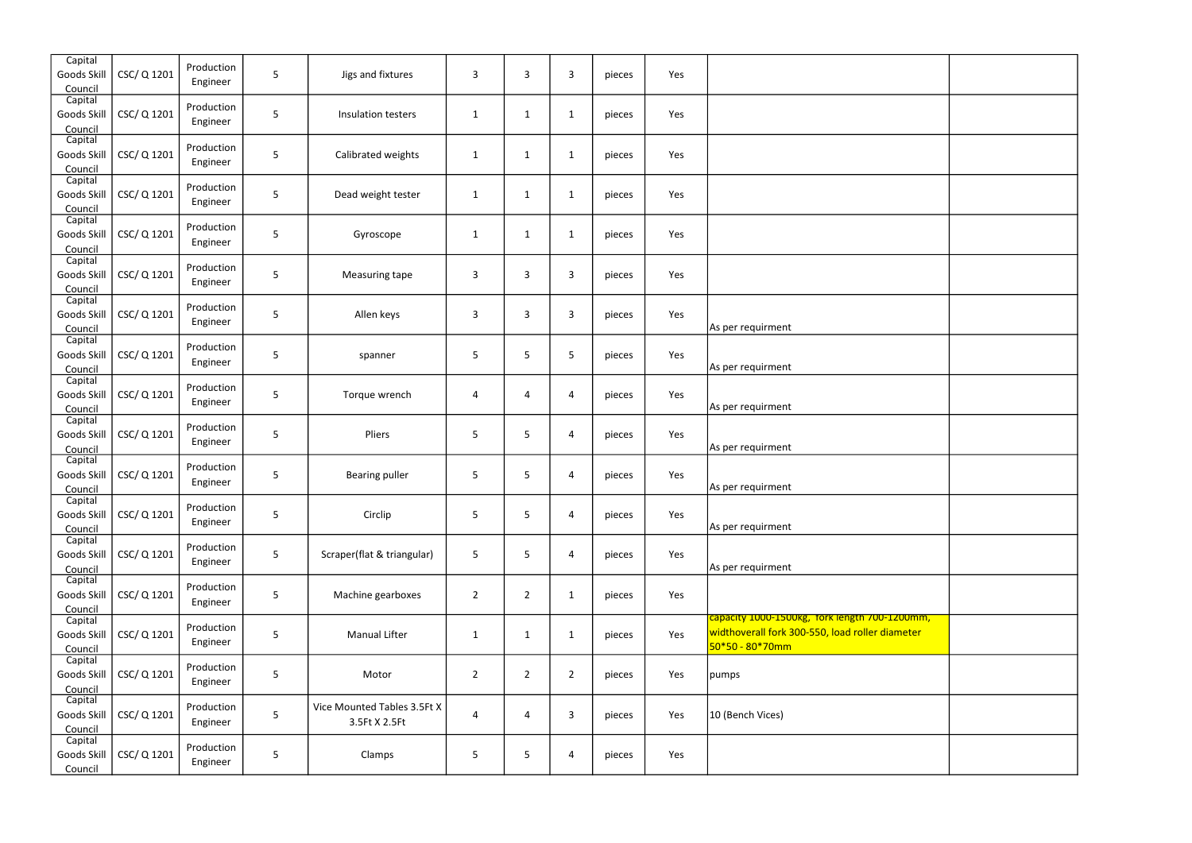| | | | | | | | | | | | |
|---|---|---|---|---|---|---|---|---|---|---|---|
| Capital Goods Skill Council | CSC/ Q 1201 | Production Engineer | 5 | Jigs and fixtures | 3 | 3 | 3 | pieces | Yes | | |
| Capital Goods Skill Council | CSC/ Q 1201 | Production Engineer | 5 | Insulation testers | 1 | 1 | 1 | pieces | Yes | | |
| Capital Goods Skill Council | CSC/ Q 1201 | Production Engineer | 5 | Calibrated weights | 1 | 1 | 1 | pieces | Yes | | |
| Capital Goods Skill Council | CSC/ Q 1201 | Production Engineer | 5 | Dead weight tester | 1 | 1 | 1 | pieces | Yes | | |
| Capital Goods Skill Council | CSC/ Q 1201 | Production Engineer | 5 | Gyroscope | 1 | 1 | 1 | pieces | Yes | | |
| Capital Goods Skill Council | CSC/ Q 1201 | Production Engineer | 5 | Measuring tape | 3 | 3 | 3 | pieces | Yes | | |
| Capital Goods Skill Council | CSC/ Q 1201 | Production Engineer | 5 | Allen keys | 3 | 3 | 3 | pieces | Yes | As per requirment | |
| Capital Goods Skill Council | CSC/ Q 1201 | Production Engineer | 5 | spanner | 5 | 5 | 5 | pieces | Yes | As per requirment | |
| Capital Goods Skill Council | CSC/ Q 1201 | Production Engineer | 5 | Torque wrench | 4 | 4 | 4 | pieces | Yes | As per requirment | |
| Capital Goods Skill Council | CSC/ Q 1201 | Production Engineer | 5 | Pliers | 5 | 5 | 4 | pieces | Yes | As per requirment | |
| Capital Goods Skill Council | CSC/ Q 1201 | Production Engineer | 5 | Bearing puller | 5 | 5 | 4 | pieces | Yes | As per requirment | |
| Capital Goods Skill Council | CSC/ Q 1201 | Production Engineer | 5 | Circlip | 5 | 5 | 4 | pieces | Yes | As per requirment | |
| Capital Goods Skill Council | CSC/ Q 1201 | Production Engineer | 5 | Scraper(flat & triangular) | 5 | 5 | 4 | pieces | Yes | As per requirment | |
| Capital Goods Skill Council | CSC/ Q 1201 | Production Engineer | 5 | Machine gearboxes | 2 | 2 | 1 | pieces | Yes | | |
| Capital Goods Skill Council | CSC/ Q 1201 | Production Engineer | 5 | Manual Lifter | 1 | 1 | 1 | pieces | Yes | capacity 1000-1500kg, fork length 700-1200mm, widthoverall fork 300-550, load roller diameter 50*50 - 80*70mm | |
| Capital Goods Skill Council | CSC/ Q 1201 | Production Engineer | 5 | Motor | 2 | 2 | 2 | pieces | Yes | pumps | |
| Capital Goods Skill Council | CSC/ Q 1201 | Production Engineer | 5 | Vice Mounted Tables 3.5Ft X 3.5Ft X 2.5Ft | 4 | 4 | 3 | pieces | Yes | 10 (Bench Vices) | |
| Capital Goods Skill Council | CSC/ Q 1201 | Production Engineer | 5 | Clamps | 5 | 5 | 4 | pieces | Yes | | |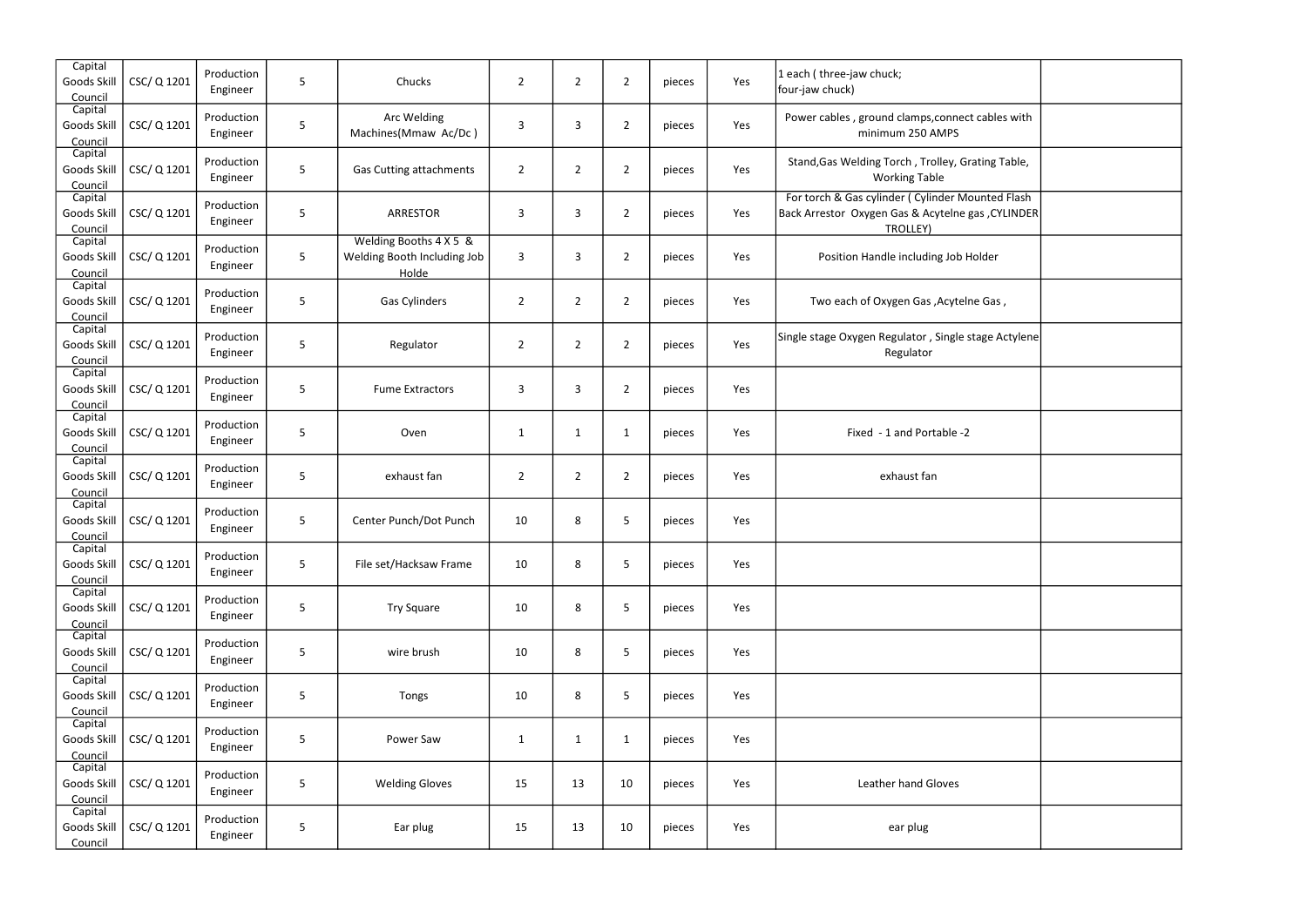| | | | | | | | | | | | |
|---|---|---|---|---|---|---|---|---|---|---|---|
| Capital Goods Skill Council | CSC/ Q 1201 | Production Engineer | 5 | Chucks | 2 | 2 | 2 | pieces | Yes | 1 each ( three-jaw chuck; four-jaw chuck) | |
| Capital Goods Skill Council | CSC/ Q 1201 | Production Engineer | 5 | Arc Welding Machines(Mmaw Ac/Dc ) | 3 | 3 | 2 | pieces | Yes | Power cables , ground clamps,connect cables with minimum 250 AMPS | |
| Capital Goods Skill Council | CSC/ Q 1201 | Production Engineer | 5 | Gas Cutting attachments | 2 | 2 | 2 | pieces | Yes | Stand,Gas Welding Torch , Trolley, Grating Table, Working Table | |
| Capital Goods Skill Council | CSC/ Q 1201 | Production Engineer | 5 | ARRESTOR | 3 | 3 | 2 | pieces | Yes | For torch & Gas cylinder ( Cylinder Mounted Flash Back Arrestor Oxygen Gas & Acytelne gas ,CYLINDER TROLLEY) | |
| Capital Goods Skill Council | CSC/ Q 1201 | Production Engineer | 5 | Welding Booths 4 X 5 & Welding Booth Including Job Holde | 3 | 3 | 2 | pieces | Yes | Position Handle including Job Holder | |
| Capital Goods Skill Council | CSC/ Q 1201 | Production Engineer | 5 | Gas Cylinders | 2 | 2 | 2 | pieces | Yes | Two each of Oxygen Gas ,Acytelne Gas , | |
| Capital Goods Skill Council | CSC/ Q 1201 | Production Engineer | 5 | Regulator | 2 | 2 | 2 | pieces | Yes | Single stage Oxygen Regulator , Single stage Actylene Regulator | |
| Capital Goods Skill Council | CSC/ Q 1201 | Production Engineer | 5 | Fume Extractors | 3 | 3 | 2 | pieces | Yes | | |
| Capital Goods Skill Council | CSC/ Q 1201 | Production Engineer | 5 | Oven | 1 | 1 | 1 | pieces | Yes | Fixed - 1 and Portable -2 | |
| Capital Goods Skill Council | CSC/ Q 1201 | Production Engineer | 5 | exhaust fan | 2 | 2 | 2 | pieces | Yes | exhaust fan | |
| Capital Goods Skill Council | CSC/ Q 1201 | Production Engineer | 5 | Center Punch/Dot Punch | 10 | 8 | 5 | pieces | Yes | | |
| Capital Goods Skill Council | CSC/ Q 1201 | Production Engineer | 5 | File set/Hacksaw Frame | 10 | 8 | 5 | pieces | Yes | | |
| Capital Goods Skill Council | CSC/ Q 1201 | Production Engineer | 5 | Try Square | 10 | 8 | 5 | pieces | Yes | | |
| Capital Goods Skill Council | CSC/ Q 1201 | Production Engineer | 5 | wire brush | 10 | 8 | 5 | pieces | Yes | | |
| Capital Goods Skill Council | CSC/ Q 1201 | Production Engineer | 5 | Tongs | 10 | 8 | 5 | pieces | Yes | | |
| Capital Goods Skill Council | CSC/ Q 1201 | Production Engineer | 5 | Power Saw | 1 | 1 | 1 | pieces | Yes | | |
| Capital Goods Skill Council | CSC/ Q 1201 | Production Engineer | 5 | Welding Gloves | 15 | 13 | 10 | pieces | Yes | Leather hand Gloves | |
| Capital Goods Skill Council | CSC/ Q 1201 | Production Engineer | 5 | Ear plug | 15 | 13 | 10 | pieces | Yes | ear plug | |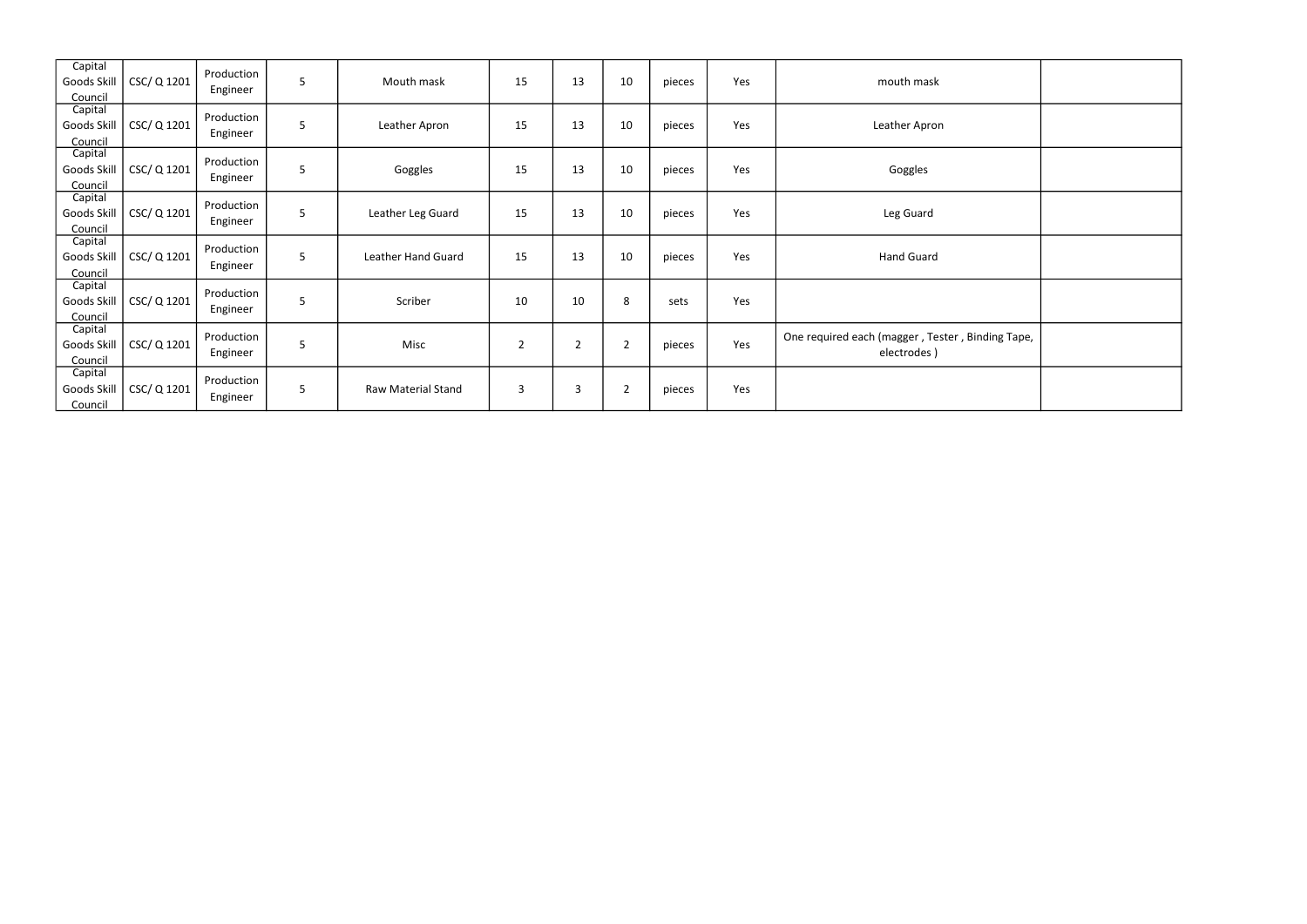| | | | | | | | | | | | |
|---|---|---|---|---|---|---|---|---|---|---|---|
| Capital Goods Skill Council | CSC/ Q 1201 | Production Engineer | 5 | Mouth mask | 15 | 13 | 10 | pieces | Yes | mouth mask | |
| Capital Goods Skill Council | CSC/ Q 1201 | Production Engineer | 5 | Leather Apron | 15 | 13 | 10 | pieces | Yes | Leather Apron | |
| Capital Goods Skill Council | CSC/ Q 1201 | Production Engineer | 5 | Goggles | 15 | 13 | 10 | pieces | Yes | Goggles | |
| Capital Goods Skill Council | CSC/ Q 1201 | Production Engineer | 5 | Leather Leg Guard | 15 | 13 | 10 | pieces | Yes | Leg Guard | |
| Capital Goods Skill Council | CSC/ Q 1201 | Production Engineer | 5 | Leather Hand Guard | 15 | 13 | 10 | pieces | Yes | Hand Guard | |
| Capital Goods Skill Council | CSC/ Q 1201 | Production Engineer | 5 | Scriber | 10 | 10 | 8 | sets | Yes | | |
| Capital Goods Skill Council | CSC/ Q 1201 | Production Engineer | 5 | Misc | 2 | 2 | 2 | pieces | Yes | One required each (magger , Tester , Binding Tape, electrodes ) | |
| Capital Goods Skill Council | CSC/ Q 1201 | Production Engineer | 5 | Raw Material Stand | 3 | 3 | 2 | pieces | Yes | | |